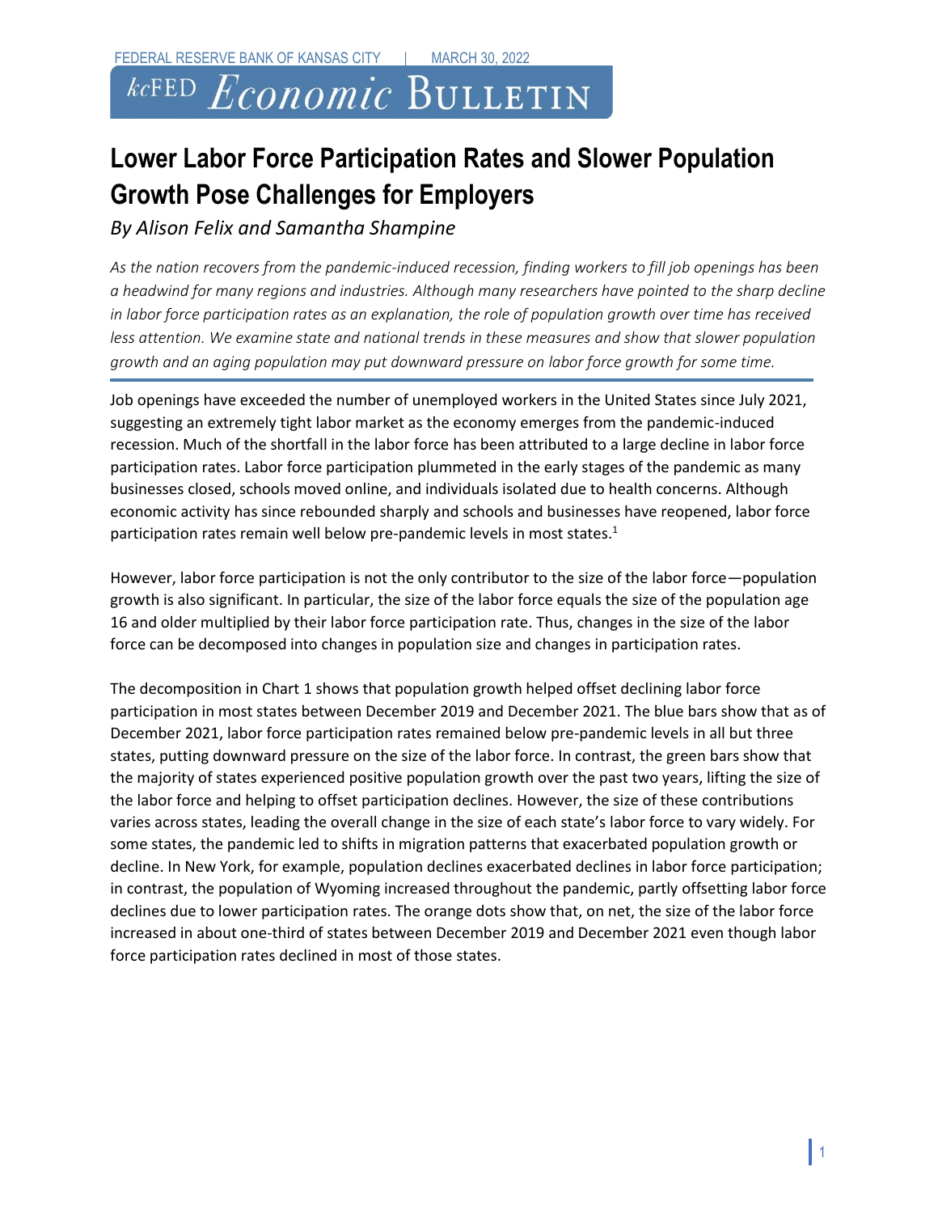# Lower Labor Force Participation Rates and Slower Population Growth Pose Challenges for Employers

*By Alison Felix and Samantha Shampine*

*As the nation recovers from the pandemic-induced recession, finding workers to fill job openings has been a headwind for many regions and industries. Although many researchers have pointed to the sharp decline in labor force participation rates as an explanation, the role of population growth over time has received less attention. We examine state and national trends in these measures and show that slower population growth and an aging population may put downward pressure on labor force growth for some time.*

Job openings have exceeded the number of unemployed workers in the United States since July 2021, suggesting an extremely tight labor market as the economy emerges from the pandemic-induced recession. Much of the shortfall in the labor force has been attributed to a large decline in labor force participation rates. Labor force participation plummeted in the early stages of the pandemic as many businesses closed, schools moved online, and individuals isolated due to health concerns. Although economic activity has since rebounded sharply and schools and businesses have reopened, labor force participation rates remain well below pre-pandemic levels in most states.[1]

However, labor force participation is not the only contributor to the size of the labor force—population growth is also significant. In particular, the size of the labor force equals the size of the population age 16 and older multiplied by their labor force participation rate. Thus, changes in the size of the labor force can be decomposed into changes in population size and changes in participation rates.

The decomposition in Chart 1 shows that population growth helped offset declining labor force participation in most states between December 2019 and December 2021. The blue bars show that as of December 2021, labor force participation rates remained below pre-pandemic levels in all but three states, putting downward pressure on the size of the labor force. In contrast, the green bars show that the majority of states experienced positive population growth over the past two years, lifting the size of the labor force and helping to offset participation declines. However, the size of these contributions varies across states, leading the overall change in the size of each state's labor force to vary widely. For some states, the pandemic led to shifts in migration patterns that exacerbated population growth or decline. In New York, for example, population declines exacerbated declines in labor force participation; in contrast, the population of Wyoming increased throughout the pandemic, partly offsetting labor force declines due to lower participation rates. The orange dots show that, on net, the size of the labor force increased in about one-third of states between December 2019 and December 2021 even though labor force participation rates declined in most of those states.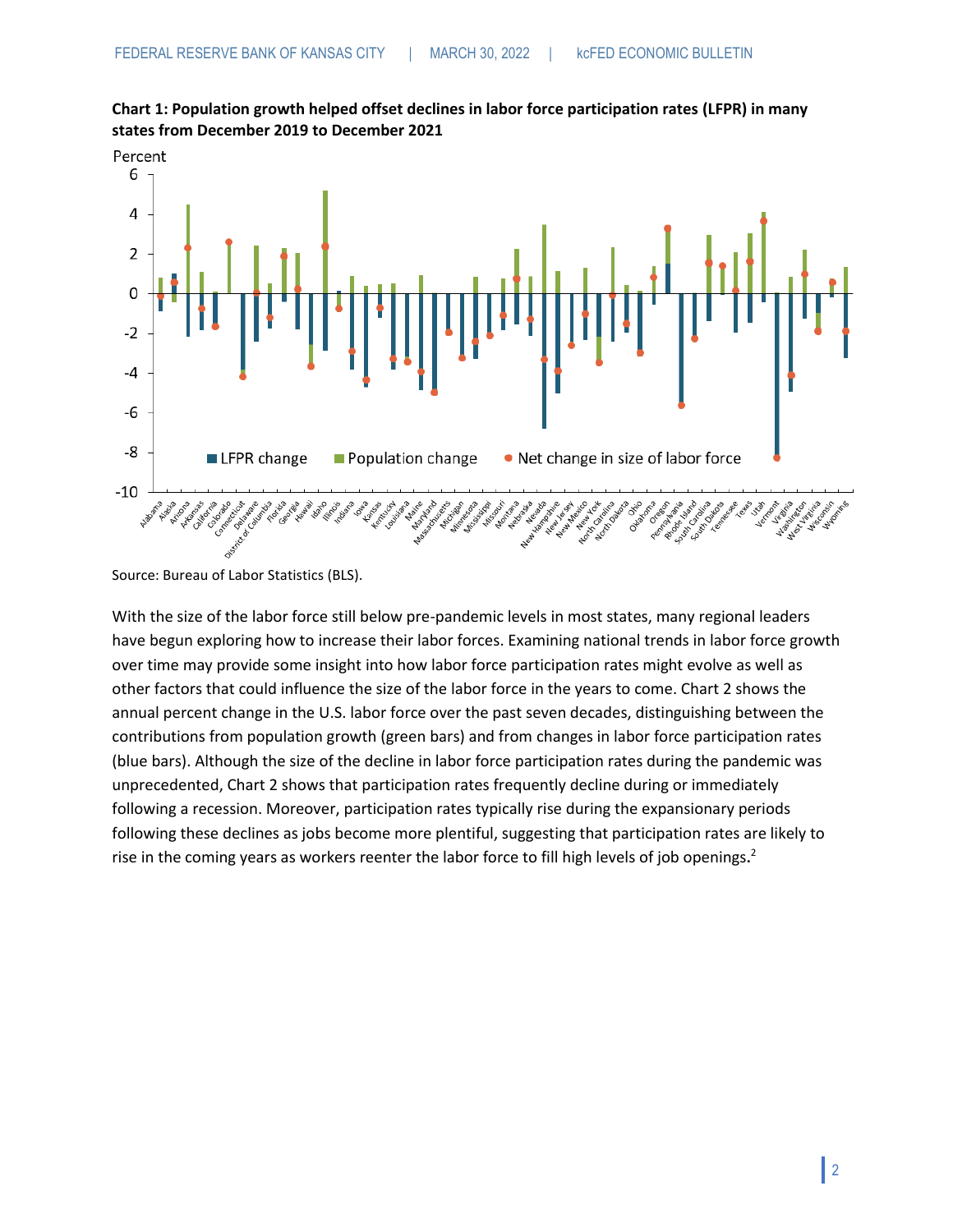**Chart 1: Population growth helped offset declines in labor force participation rates (LFPR) in many states from December 2019 to December 2021**

Source: Bureau of Labor Statistics (BLS).

With the size of the labor force still below pre-pandemic levels in most states, many regional leaders have begun exploring how to increase their labor forces. Examining national trends in labor force growth over time may provide some insight into how labor force participation rates might evolve as well as other factors that could influence the size of the labor force in the years to come. Chart 2 shows the annual percent change in the U.S. labor force over the past seven decades, distinguishing between the contributions from population growth (green bars) and from changes in labor force participation rates (blue bars). Although the size of the decline in labor force participation rates during the pandemic was unprecedented, Chart 2 shows that participation rates frequently decline during or immediately following a recession. Moreover, participation rates typically rise during the expansionary periods following these declines as jobs become more plentiful, suggesting that participation rates are likely to rise in the coming years as workers reenter the labor force to fill high levels of job openings.[2]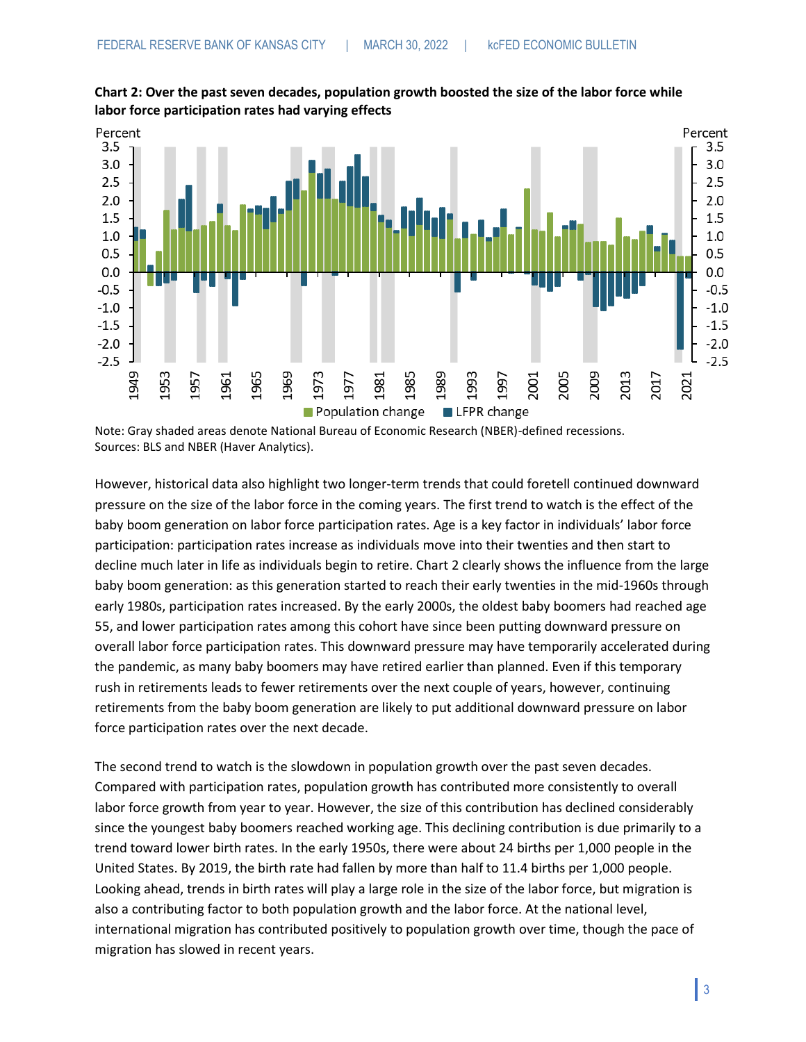**Chart 2: Over the past seven decades, population growth boosted the size of the labor force while labor force participation rates had varying effects**

Note: Gray shaded areas denote National Bureau of Economic Research (NBER)-defined recessions.
Sources: BLS and NBER (Haver Analytics).

However, historical data also highlight two longer-term trends that could foretell continued downward pressure on the size of the labor force in the coming years. The first trend to watch is the effect of the baby boom generation on labor force participation rates. Age is a key factor in individuals' labor force participation: participation rates increase as individuals move into their twenties and then start to decline much later in life as individuals begin to retire. Chart 2 clearly shows the influence from the large baby boom generation: as this generation started to reach their early twenties in the mid-1960s through early 1980s, participation rates increased. By the early 2000s, the oldest baby boomers had reached age 55, and lower participation rates among this cohort have since been putting downward pressure on overall labor force participation rates. This downward pressure may have temporarily accelerated during the pandemic, as many baby boomers may have retired earlier than planned. Even if this temporary rush in retirements leads to fewer retirements over the next couple of years, however, continuing retirements from the baby boom generation are likely to put additional downward pressure on labor force participation rates over the next decade.

The second trend to watch is the slowdown in population growth over the past seven decades. Compared with participation rates, population growth has contributed more consistently to overall labor force growth from year to year. However, the size of this contribution has declined considerably since the youngest baby boomers reached working age. This declining contribution is due primarily to a trend toward lower birth rates. In the early 1950s, there were about 24 births per 1,000 people in the United States. By 2019, the birth rate had fallen by more than half to 11.4 births per 1,000 people. Looking ahead, trends in birth rates will play a large role in the size of the labor force, but migration is also a contributing factor to both population growth and the labor force. At the national level, international migration has contributed positively to population growth over time, though the pace of migration has slowed in recent years.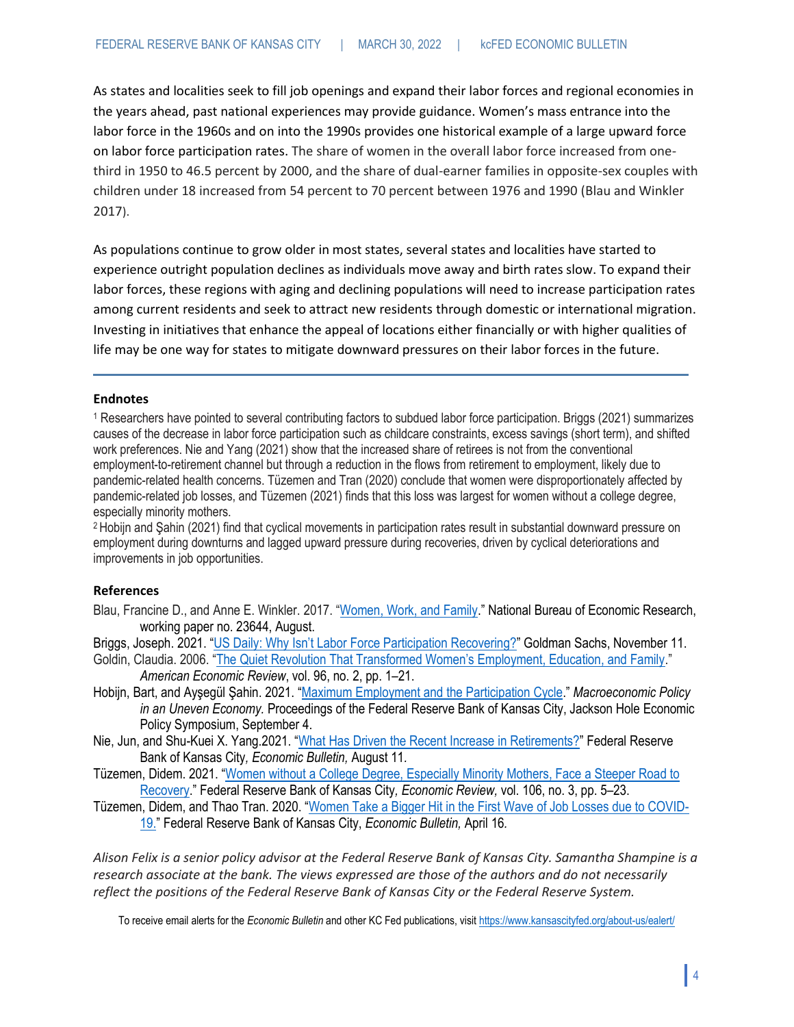As states and localities seek to fill job openings and expand their labor forces and regional economies in the years ahead, past national experiences may provide guidance. Women's mass entrance into the labor force in the 1960s and on into the 1990s provides one historical example of a large upward force on labor force participation rates. The share of women in the overall labor force increased from one-third in 1950 to 46.5 percent by 2000, and the share of dual-earner families in opposite-sex couples with children under 18 increased from 54 percent to 70 percent between 1976 and 1990 (Blau and Winkler 2017).

As populations continue to grow older in most states, several states and localities have started to experience outright population declines as individuals move away and birth rates slow. To expand their labor forces, these regions with aging and declining populations will need to increase participation rates among current residents and seek to attract new residents through domestic or international migration. Investing in initiatives that enhance the appeal of locations either financially or with higher qualities of life may be one way for states to mitigate downward pressures on their labor forces in the future.

---

**Endnotes**

[1] Researchers have pointed to several contributing factors to subdued labor force participation. Briggs (2021) summarizes causes of the decrease in labor force participation such as childcare constraints, excess savings (short term), and shifted work preferences. Nie and Yang (2021) show that the increased share of retirees is not from the conventional employment-to-retirement channel but through a reduction in the flows from retirement to employment, likely due to pandemic-related health concerns. Tüzemen and Tran (2020) conclude that women were disproportionately affected by pandemic-related job losses, and Tüzemen (2021) finds that this loss was largest for women without a college degree, especially minority mothers.

[2] Hobijn and Şahin (2021) find that cyclical movements in participation rates result in substantial downward pressure on employment during downturns and lagged upward pressure during recoveries, driven by cyclical deteriorations and improvements in job opportunities.

**References**

Blau, Francine D., and Anne E. Winkler. 2017. "Women, Work, and Family." National Bureau of Economic Research, working paper no. 23644, August.

Briggs, Joseph. 2021. "US Daily: Why Isn't Labor Force Participation Recovering?" Goldman Sachs, November 11.

Goldin, Claudia. 2006. "The Quiet Revolution That Transformed Women's Employment, Education, and Family." *American Economic Review*, vol. 96, no. 2, pp. 1–21.

Hobijn, Bart, and Ayşegül Şahin. 2021. "Maximum Employment and the Participation Cycle." *Macroeconomic Policy in an Uneven Economy.* Proceedings of the Federal Reserve Bank of Kansas City, Jackson Hole Economic Policy Symposium, September 4.

Nie, Jun, and Shu-Kuei X. Yang.2021. "What Has Driven the Recent Increase in Retirements?" Federal Reserve Bank of Kansas City, *Economic Bulletin,* August 11.

Tüzemen, Didem. 2021. "Women without a College Degree, Especially Minority Mothers, Face a Steeper Road to Recovery." Federal Reserve Bank of Kansas City, *Economic Review,* vol. 106, no. 3, pp. 5–23.

Tüzemen, Didem, and Thao Tran. 2020. "Women Take a Bigger Hit in the First Wave of Job Losses due to COVID-19." Federal Reserve Bank of Kansas City, *Economic Bulletin,* April 16.

*Alison Felix is a senior policy advisor at the Federal Reserve Bank of Kansas City. Samantha Shampine is a research associate at the bank. The views expressed are those of the authors and do not necessarily reflect the positions of the Federal Reserve Bank of Kansas City or the Federal Reserve System.*

To receive email alerts for the *Economic Bulletin* and other KC Fed publications, visit https://www.kansascityfed.org/about-us/ealert/